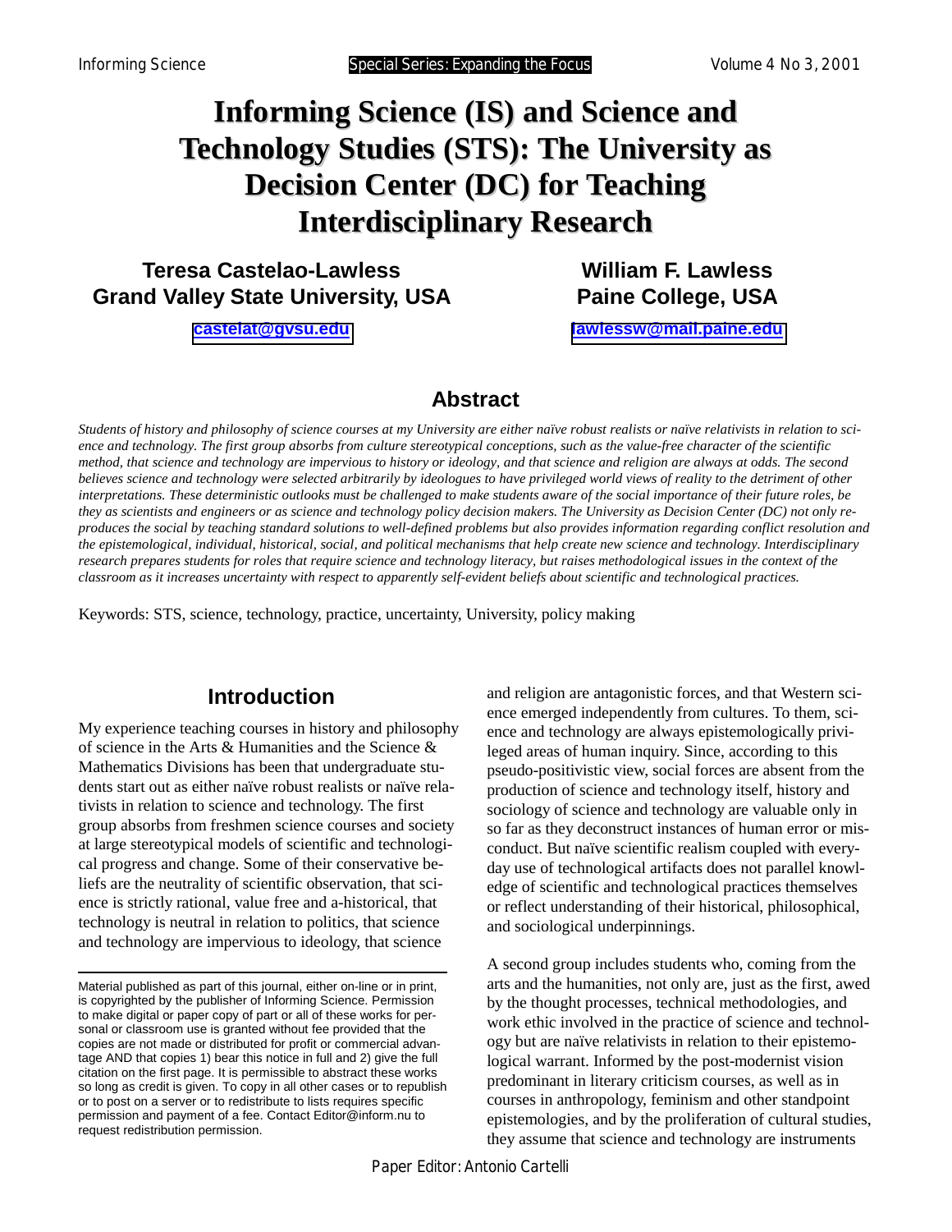# Informing Science (IS) and Science and Technology Studies (STS): The University as Decision Center (DC) for Teaching Interdisciplinary Research

**Teresa Castelao-Lawless**
**Grand Valley State University, USA**
castelat@gvsu.edu

**William F. Lawless**
**Paine College, USA**
lawlessw@mail.paine.edu

## Abstract

*Students of history and philosophy of science courses at my University are either naïve robust realists or naïve relativists in relation to science and technology. The first group absorbs from culture stereotypical conceptions, such as the value-free character of the scientific method, that science and technology are impervious to history or ideology, and that science and religion are always at odds. The second believes science and technology were selected arbitrarily by ideologues to have privileged world views of reality to the detriment of other interpretations. These deterministic outlooks must be challenged to make students aware of the social importance of their future roles, be they as scientists and engineers or as science and technology policy decision makers. The University as Decision Center (DC) not only reproduces the social by teaching standard solutions to well-defined problems but also provides information regarding conflict resolution and the epistemological, individual, historical, social, and political mechanisms that help create new science and technology. Interdisciplinary research prepares students for roles that require science and technology literacy, but raises methodological issues in the context of the classroom as it increases uncertainty with respect to apparently self-evident beliefs about scientific and technological practices.*

Keywords: STS, science, technology, practice, uncertainty, University, policy making

## Introduction

My experience teaching courses in history and philosophy of science in the Arts & Humanities and the Science & Mathematics Divisions has been that undergraduate students start out as either naïve robust realists or naïve relativists in relation to science and technology. The first group absorbs from freshmen science courses and society at large stereotypical models of scientific and technological progress and change. Some of their conservative beliefs are the neutrality of scientific observation, that science is strictly rational, value free and a-historical, that technology is neutral in relation to politics, that science and technology are impervious to ideology, that science and religion are antagonistic forces, and that Western science emerged independently from cultures. To them, science and technology are always epistemologically privileged areas of human inquiry. Since, according to this pseudo-positivistic view, social forces are absent from the production of science and technology itself, history and sociology of science and technology are valuable only in so far as they deconstruct instances of human error or misconduct. But naïve scientific realism coupled with everyday use of technological artifacts does not parallel knowledge of scientific and technological practices themselves or reflect understanding of their historical, philosophical, and sociological underpinnings.

A second group includes students who, coming from the arts and the humanities, not only are, just as the first, awed by the thought processes, technical methodologies, and work ethic involved in the practice of science and technology but are naïve relativists in relation to their epistemological warrant. Informed by the post-modernist vision predominant in literary criticism courses, as well as in courses in anthropology, feminism and other standpoint epistemologies, and by the proliferation of cultural studies, they assume that science and technology are instruments

Material published as part of this journal, either on-line or in print, is copyrighted by the publisher of Informing Science. Permission to make digital or paper copy of part or all of these works for personal or classroom use is granted without fee provided that the copies are not made or distributed for profit or commercial advantage AND that copies 1) bear this notice in full and 2) give the full citation on the first page. It is permissible to abstract these works so long as credit is given. To copy in all other cases or to republish or to post on a server or to redistribute to lists requires specific permission and payment of a fee. Contact Editor@inform.nu to request redistribution permission.

Paper Editor: Antonio Cartelli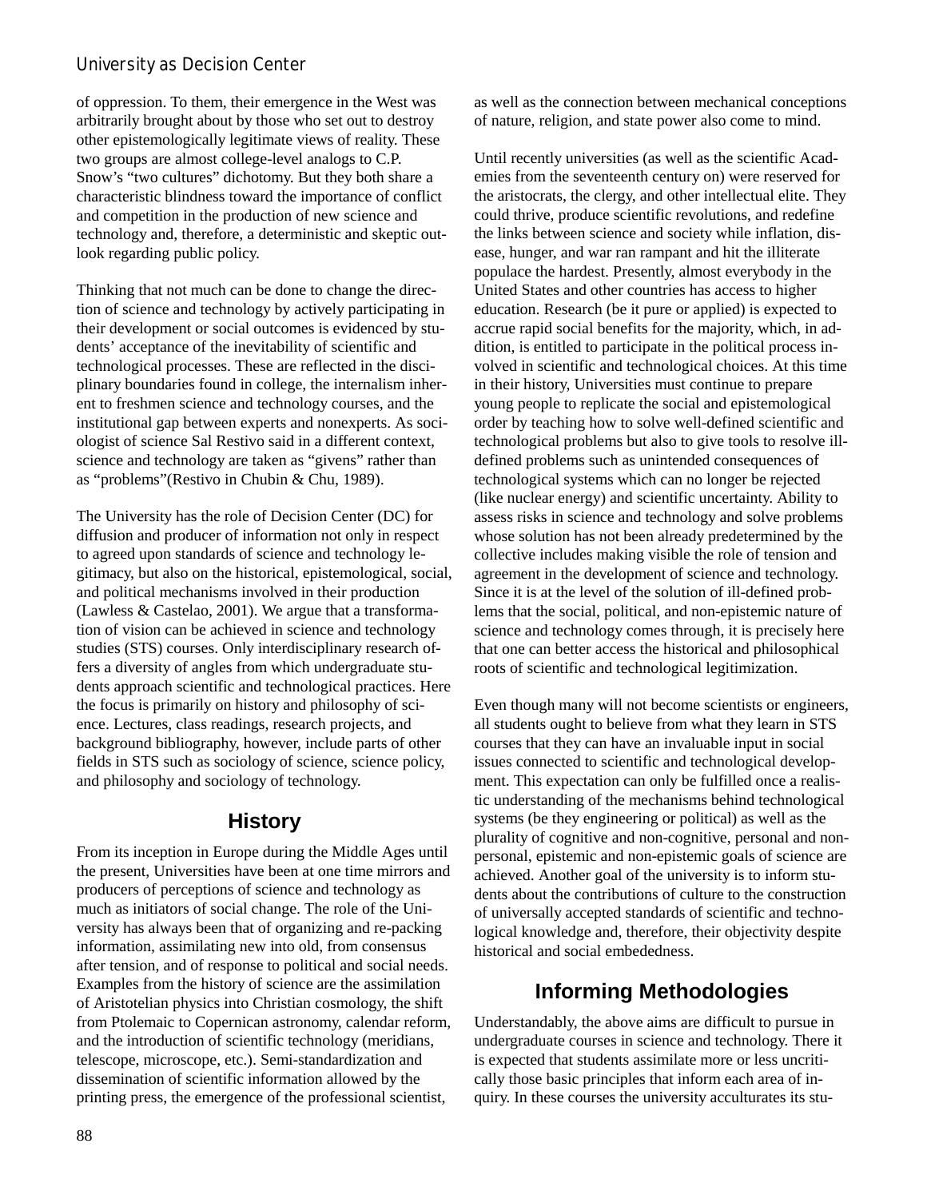of oppression. To them, their emergence in the West was arbitrarily brought about by those who set out to destroy other epistemologically legitimate views of reality. These two groups are almost college-level analogs to C.P. Snow's "two cultures" dichotomy. But they both share a characteristic blindness toward the importance of conflict and competition in the production of new science and technology and, therefore, a deterministic and skeptic outlook regarding public policy.

Thinking that not much can be done to change the direction of science and technology by actively participating in their development or social outcomes is evidenced by students' acceptance of the inevitability of scientific and technological processes. These are reflected in the disciplinary boundaries found in college, the internalism inherent to freshmen science and technology courses, and the institutional gap between experts and nonexperts. As sociologist of science Sal Restivo said in a different context, science and technology are taken as "givens" rather than as "problems"(Restivo in Chubin & Chu, 1989).

The University has the role of Decision Center (DC) for diffusion and producer of information not only in respect to agreed upon standards of science and technology legitimacy, but also on the historical, epistemological, social, and political mechanisms involved in their production (Lawless & Castelao, 2001). We argue that a transformation of vision can be achieved in science and technology studies (STS) courses. Only interdisciplinary research offers a diversity of angles from which undergraduate students approach scientific and technological practices. Here the focus is primarily on history and philosophy of science. Lectures, class readings, research projects, and background bibliography, however, include parts of other fields in STS such as sociology of science, science policy, and philosophy and sociology of technology.

## History

From its inception in Europe during the Middle Ages until the present, Universities have been at one time mirrors and producers of perceptions of science and technology as much as initiators of social change. The role of the University has always been that of organizing and re-packing information, assimilating new into old, from consensus after tension, and of response to political and social needs. Examples from the history of science are the assimilation of Aristotelian physics into Christian cosmology, the shift from Ptolemaic to Copernican astronomy, calendar reform, and the introduction of scientific technology (meridians, telescope, microscope, etc.). Semi-standardization and dissemination of scientific information allowed by the printing press, the emergence of the professional scientist, as well as the connection between mechanical conceptions of nature, religion, and state power also come to mind.

Until recently universities (as well as the scientific Academies from the seventeenth century on) were reserved for the aristocrats, the clergy, and other intellectual elite. They could thrive, produce scientific revolutions, and redefine the links between science and society while inflation, disease, hunger, and war ran rampant and hit the illiterate populace the hardest. Presently, almost everybody in the United States and other countries has access to higher education. Research (be it pure or applied) is expected to accrue rapid social benefits for the majority, which, in addition, is entitled to participate in the political process involved in scientific and technological choices. At this time in their history, Universities must continue to prepare young people to replicate the social and epistemological order by teaching how to solve well-defined scientific and technological problems but also to give tools to resolve ill-defined problems such as unintended consequences of technological systems which can no longer be rejected (like nuclear energy) and scientific uncertainty. Ability to assess risks in science and technology and solve problems whose solution has not been already predetermined by the collective includes making visible the role of tension and agreement in the development of science and technology. Since it is at the level of the solution of ill-defined problems that the social, political, and non-epistemic nature of science and technology comes through, it is precisely here that one can better access the historical and philosophical roots of scientific and technological legitimization.

Even though many will not become scientists or engineers, all students ought to believe from what they learn in STS courses that they can have an invaluable input in social issues connected to scientific and technological development. This expectation can only be fulfilled once a realistic understanding of the mechanisms behind technological systems (be they engineering or political) as well as the plurality of cognitive and non-cognitive, personal and non-personal, epistemic and non-epistemic goals of science are achieved. Another goal of the university is to inform students about the contributions of culture to the construction of universally accepted standards of scientific and technological knowledge and, therefore, their objectivity despite historical and social embededness.

## Informing Methodologies

Understandably, the above aims are difficult to pursue in undergraduate courses in science and technology. There it is expected that students assimilate more or less uncritically those basic principles that inform each area of inquiry. In these courses the university acculturates its stu-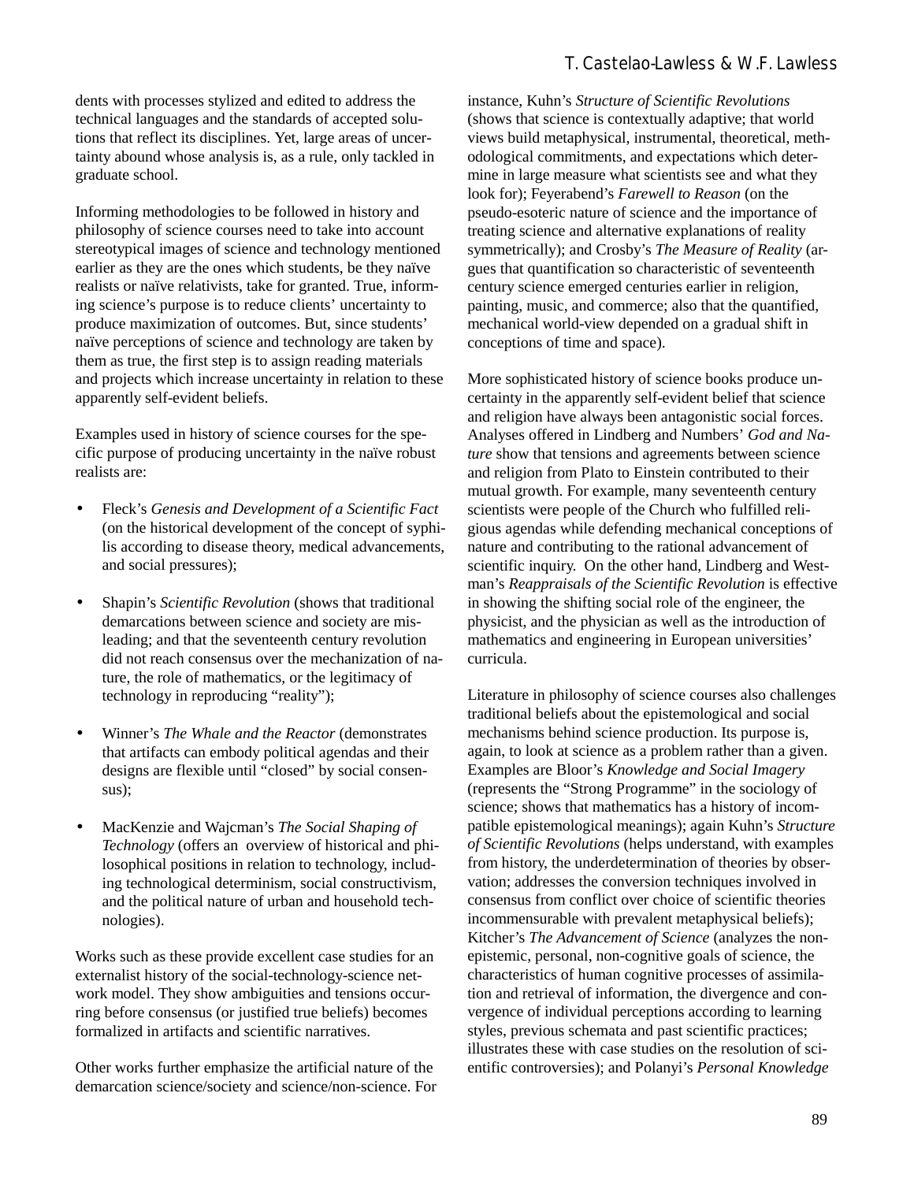dents with processes stylized and edited to address the technical languages and the standards of accepted solutions that reflect its disciplines. Yet, large areas of uncertainty abound whose analysis is, as a rule, only tackled in graduate school.

Informing methodologies to be followed in history and philosophy of science courses need to take into account stereotypical images of science and technology mentioned earlier as they are the ones which students, be they naïve realists or naïve relativists, take for granted. True, informing science's purpose is to reduce clients' uncertainty to produce maximization of outcomes. But, since students' naïve perceptions of science and technology are taken by them as true, the first step is to assign reading materials and projects which increase uncertainty in relation to these apparently self-evident beliefs.

Examples used in history of science courses for the specific purpose of producing uncertainty in the naïve robust realists are:

- Fleck's *Genesis and Development of a Scientific Fact* (on the historical development of the concept of syphilis according to disease theory, medical advancements, and social pressures);
- Shapin's *Scientific Revolution* (shows that traditional demarcations between science and society are misleading; and that the seventeenth century revolution did not reach consensus over the mechanization of nature, the role of mathematics, or the legitimacy of technology in reproducing "reality");
- Winner's *The Whale and the Reactor* (demonstrates that artifacts can embody political agendas and their designs are flexible until "closed" by social consensus);
- MacKenzie and Wajcman's *The Social Shaping of Technology* (offers an overview of historical and philosophical positions in relation to technology, including technological determinism, social constructivism, and the political nature of urban and household technologies).

Works such as these provide excellent case studies for an externalist history of the social-technology-science network model. They show ambiguities and tensions occurring before consensus (or justified true beliefs) becomes formalized in artifacts and scientific narratives.

Other works further emphasize the artificial nature of the demarcation science/society and science/non-science. For instance, Kuhn's *Structure of Scientific Revolutions* (shows that science is contextually adaptive; that world views build metaphysical, instrumental, theoretical, methodological commitments, and expectations which determine in large measure what scientists see and what they look for); Feyerabend's *Farewell to Reason* (on the pseudo-esoteric nature of science and the importance of treating science and alternative explanations of reality symmetrically); and Crosby's *The Measure of Reality* (argues that quantification so characteristic of seventeenth century science emerged centuries earlier in religion, painting, music, and commerce; also that the quantified, mechanical world-view depended on a gradual shift in conceptions of time and space).

More sophisticated history of science books produce uncertainty in the apparently self-evident belief that science and religion have always been antagonistic social forces. Analyses offered in Lindberg and Numbers' *God and Nature* show that tensions and agreements between science and religion from Plato to Einstein contributed to their mutual growth. For example, many seventeenth century scientists were people of the Church who fulfilled religious agendas while defending mechanical conceptions of nature and contributing to the rational advancement of scientific inquiry. On the other hand, Lindberg and Westman's *Reappraisals of the Scientific Revolution* is effective in showing the shifting social role of the engineer, the physicist, and the physician as well as the introduction of mathematics and engineering in European universities' curricula.

Literature in philosophy of science courses also challenges traditional beliefs about the epistemological and social mechanisms behind science production. Its purpose is, again, to look at science as a problem rather than a given. Examples are Bloor's *Knowledge and Social Imagery* (represents the "Strong Programme" in the sociology of science; shows that mathematics has a history of incompatible epistemological meanings); again Kuhn's *Structure of Scientific Revolutions* (helps understand, with examples from history, the underdetermination of theories by observation; addresses the conversion techniques involved in consensus from conflict over choice of scientific theories incommensurable with prevalent metaphysical beliefs); Kitcher's *The Advancement of Science* (analyzes the non-epistemic, personal, non-cognitive goals of science, the characteristics of human cognitive processes of assimilation and retrieval of information, the divergence and convergence of individual perceptions according to learning styles, previous schemata and past scientific practices; illustrates these with case studies on the resolution of scientific controversies); and Polanyi's *Personal Knowledge*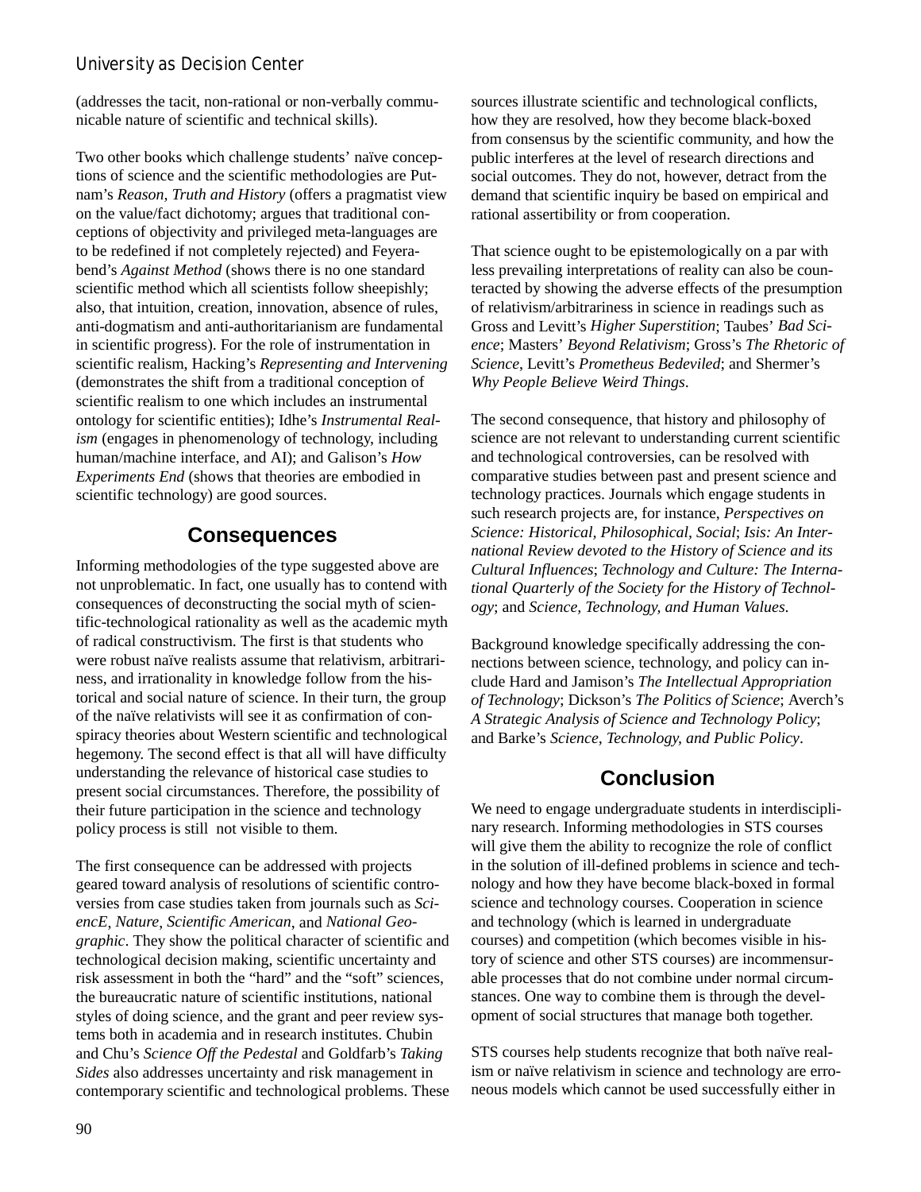(addresses the tacit, non-rational or non-verbally communicable nature of scientific and technical skills).

Two other books which challenge students' naïve conceptions of science and the scientific methodologies are Putnam's *Reason, Truth and History* (offers a pragmatist view on the value/fact dichotomy; argues that traditional conceptions of objectivity and privileged meta-languages are to be redefined if not completely rejected) and Feyerabend's *Against Method* (shows there is no one standard scientific method which all scientists follow sheepishly; also, that intuition, creation, innovation, absence of rules, anti-dogmatism and anti-authoritarianism are fundamental in scientific progress). For the role of instrumentation in scientific realism, Hacking's *Representing and Intervening* (demonstrates the shift from a traditional conception of scientific realism to one which includes an instrumental ontology for scientific entities); Idhe's *Instrumental Realism* (engages in phenomenology of technology, including human/machine interface, and AI); and Galison's *How Experiments End* (shows that theories are embodied in scientific technology) are good sources.

## Consequences

Informing methodologies of the type suggested above are not unproblematic. In fact, one usually has to contend with consequences of deconstructing the social myth of scientific-technological rationality as well as the academic myth of radical constructivism. The first is that students who were robust naïve realists assume that relativism, arbitrariness, and irrationality in knowledge follow from the historical and social nature of science. In their turn, the group of the naïve relativists will see it as confirmation of conspiracy theories about Western scientific and technological hegemony. The second effect is that all will have difficulty understanding the relevance of historical case studies to present social circumstances. Therefore, the possibility of their future participation in the science and technology policy process is still not visible to them.

The first consequence can be addressed with projects geared toward analysis of resolutions of scientific controversies from case studies taken from journals such as *SciencE*, *Nature*, *Scientific American*, and *National Geographic*. They show the political character of scientific and technological decision making, scientific uncertainty and risk assessment in both the "hard" and the "soft" sciences, the bureaucratic nature of scientific institutions, national styles of doing science, and the grant and peer review systems both in academia and in research institutes. Chubin and Chu's *Science Off the Pedestal* and Goldfarb's *Taking Sides* also addresses uncertainty and risk management in contemporary scientific and technological problems. These sources illustrate scientific and technological conflicts, how they are resolved, how they become black-boxed from consensus by the scientific community, and how the public interferes at the level of research directions and social outcomes. They do not, however, detract from the demand that scientific inquiry be based on empirical and rational assertibility or from cooperation.

That science ought to be epistemologically on a par with less prevailing interpretations of reality can also be counteracted by showing the adverse effects of the presumption of relativism/arbitrariness in science in readings such as Gross and Levitt's *Higher Superstition*; Taubes' *Bad Science*; Masters' *Beyond Relativism*; Gross's *The Rhetoric of Science*, Levitt's *Prometheus Bedeviled*; and Shermer's *Why People Believe Weird Things*.

The second consequence, that history and philosophy of science are not relevant to understanding current scientific and technological controversies, can be resolved with comparative studies between past and present science and technology practices. Journals which engage students in such research projects are, for instance, *Perspectives on Science: Historical, Philosophical, Social*; *Isis: An International Review devoted to the History of Science and its Cultural Influences*; *Technology and Culture: The International Quarterly of the Society for the History of Technology*; and *Science, Technology, and Human Values*.

Background knowledge specifically addressing the connections between science, technology, and policy can include Hard and Jamison's *The Intellectual Appropriation of Technology*; Dickson's *The Politics of Science*; Averch's *A Strategic Analysis of Science and Technology Policy*; and Barke's *Science, Technology, and Public Policy*.

## Conclusion

We need to engage undergraduate students in interdisciplinary research. Informing methodologies in STS courses will give them the ability to recognize the role of conflict in the solution of ill-defined problems in science and technology and how they have become black-boxed in formal science and technology courses. Cooperation in science and technology (which is learned in undergraduate courses) and competition (which becomes visible in history of science and other STS courses) are incommensurable processes that do not combine under normal circumstances. One way to combine them is through the development of social structures that manage both together.

STS courses help students recognize that both naïve realism or naïve relativism in science and technology are erroneous models which cannot be used successfully either in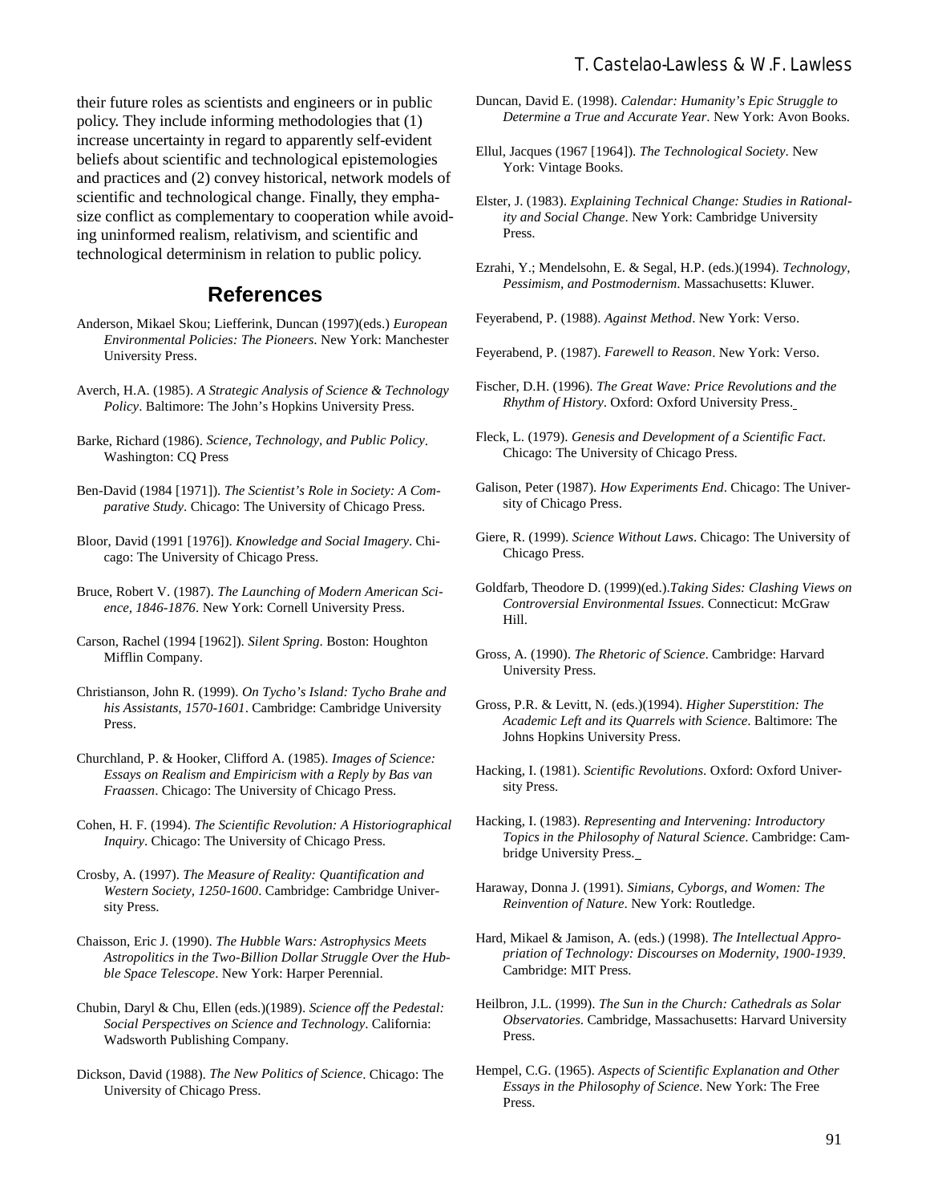their future roles as scientists and engineers or in public policy. They include informing methodologies that (1) increase uncertainty in regard to apparently self-evident beliefs about scientific and technological epistemologies and practices and (2) convey historical, network models of scientific and technological change. Finally, they emphasize conflict as complementary to cooperation while avoiding uninformed realism, relativism, and scientific and technological determinism in relation to public policy.

## References

Anderson, Mikael Skou; Liefferink, Duncan (1997)(eds.) *European Environmental Policies: The Pioneers*. New York: Manchester University Press.

Averch, H.A. (1985). *A Strategic Analysis of Science & Technology Policy*. Baltimore: The John's Hopkins University Press.

Barke, Richard (1986). *Science, Technology, and Public Policy*. Washington: CQ Press

Ben-David (1984 [1971]). *The Scientist's Role in Society: A Comparative Study*. Chicago: The University of Chicago Press.

Bloor, David (1991 [1976]). *Knowledge and Social Imagery*. Chicago: The University of Chicago Press.

Bruce, Robert V. (1987). *The Launching of Modern American Science, 1846-1876*. New York: Cornell University Press.

Carson, Rachel (1994 [1962]). *Silent Spring*. Boston: Houghton Mifflin Company.

Christianson, John R. (1999). *On Tycho's Island: Tycho Brahe and his Assistants, 1570-1601*. Cambridge: Cambridge University Press.

Churchland, P. & Hooker, Clifford A. (1985). *Images of Science: Essays on Realism and Empiricism with a Reply by Bas van Fraassen*. Chicago: The University of Chicago Press.

Cohen, H. F. (1994). *The Scientific Revolution: A Historiographical Inquiry*. Chicago: The University of Chicago Press.

Crosby, A. (1997). *The Measure of Reality: Quantification and Western Society, 1250-1600*. Cambridge: Cambridge University Press.

Chaisson, Eric J. (1990). *The Hubble Wars: Astrophysics Meets Astropolitics in the Two-Billion Dollar Struggle Over the Hubble Space Telescope*. New York: Harper Perennial.

Chubin, Daryl & Chu, Ellen (eds.)(1989). *Science off the Pedestal: Social Perspectives on Science and Technology*. California: Wadsworth Publishing Company.

Dickson, David (1988). *The New Politics of Science*. Chicago: The University of Chicago Press.

Duncan, David E. (1998). *Calendar: Humanity's Epic Struggle to Determine a True and Accurate Year*. New York: Avon Books.

Ellul, Jacques (1967 [1964]). *The Technological Society*. New York: Vintage Books.

Elster, J. (1983). *Explaining Technical Change: Studies in Rationality and Social Change*. New York: Cambridge University Press.

Ezrahi, Y.; Mendelsohn, E. & Segal, H.P. (eds.)(1994). *Technology, Pessimism, and Postmodernism*. Massachusetts: Kluwer.

Feyerabend, P. (1988). *Against Method*. New York: Verso.

Feyerabend, P. (1987). *Farewell to Reason*. New York: Verso.

Fischer, D.H. (1996). *The Great Wave: Price Revolutions and the Rhythm of History*. Oxford: Oxford University Press.

Fleck, L. (1979). *Genesis and Development of a Scientific Fact*. Chicago: The University of Chicago Press.

Galison, Peter (1987). *How Experiments End*. Chicago: The University of Chicago Press.

Giere, R. (1999). *Science Without Laws*. Chicago: The University of Chicago Press.

Goldfarb, Theodore D. (1999)(ed.).*Taking Sides: Clashing Views on Controversial Environmental Issues*. Connecticut: McGraw Hill.

Gross, A. (1990). *The Rhetoric of Science*. Cambridge: Harvard University Press.

Gross, P.R. & Levitt, N. (eds.)(1994). *Higher Superstition: The Academic Left and its Quarrels with Science*. Baltimore: The Johns Hopkins University Press.

Hacking, I. (1981). *Scientific Revolutions*. Oxford: Oxford University Press.

Hacking, I. (1983). *Representing and Intervening: Introductory Topics in the Philosophy of Natural Science*. Cambridge: Cambridge University Press.

Haraway, Donna J. (1991). *Simians, Cyborgs, and Women: The Reinvention of Nature*. New York: Routledge.

Hard, Mikael & Jamison, A. (eds.) (1998). *The Intellectual Appropriation of Technology: Discourses on Modernity, 1900-1939*. Cambridge: MIT Press.

Heilbron, J.L. (1999). *The Sun in the Church: Cathedrals as Solar Observatories*. Cambridge, Massachusetts: Harvard University Press.

Hempel, C.G. (1965). *Aspects of Scientific Explanation and Other Essays in the Philosophy of Science*. New York: The Free Press.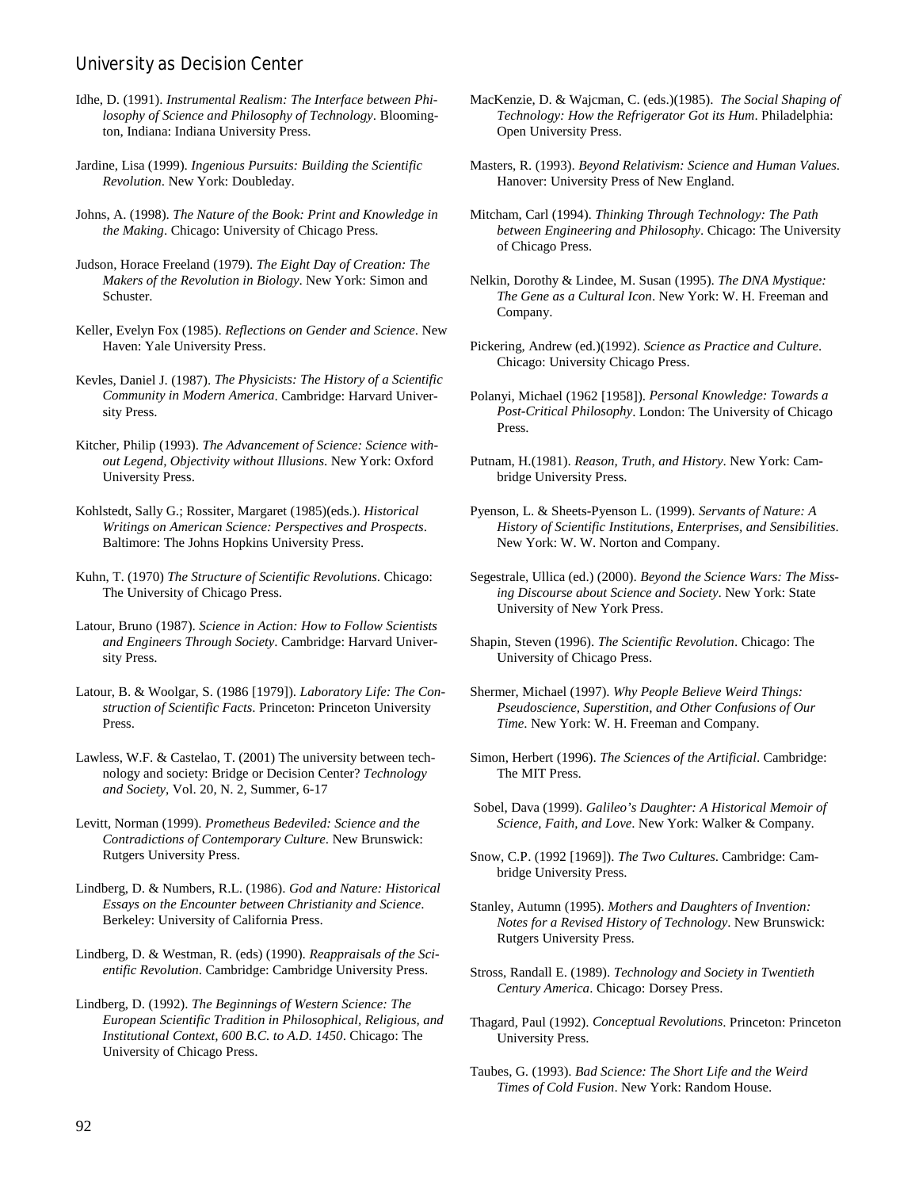Idhe, D. (1991). *Instrumental Realism: The Interface between Philosophy of Science and Philosophy of Technology*. Bloomington, Indiana: Indiana University Press.

Jardine, Lisa (1999). *Ingenious Pursuits: Building the Scientific Revolution*. New York: Doubleday.

Johns, A. (1998). *The Nature of the Book: Print and Knowledge in the Making*. Chicago: University of Chicago Press.

Judson, Horace Freeland (1979). *The Eight Day of Creation: The Makers of the Revolution in Biology*. New York: Simon and Schuster.

Keller, Evelyn Fox (1985). *Reflections on Gender and Science*. New Haven: Yale University Press.

Kevles, Daniel J. (1987). *The Physicists: The History of a Scientific Community in Modern America*. Cambridge: Harvard University Press.

Kitcher, Philip (1993). *The Advancement of Science: Science without Legend, Objectivity without Illusions*. New York: Oxford University Press.

Kohlstedt, Sally G.; Rossiter, Margaret (1985)(eds.). *Historical Writings on American Science: Perspectives and Prospects*. Baltimore: The Johns Hopkins University Press.

Kuhn, T. (1970) *The Structure of Scientific Revolutions*. Chicago: The University of Chicago Press.

Latour, Bruno (1987). *Science in Action: How to Follow Scientists and Engineers Through Society*. Cambridge: Harvard University Press.

Latour, B. & Woolgar, S. (1986 [1979]). *Laboratory Life: The Construction of Scientific Facts*. Princeton: Princeton University Press.

Lawless, W.F. & Castelao, T. (2001) The university between technology and society: Bridge or Decision Center? *Technology and Society*, Vol. 20, N. 2, Summer, 6-17

Levitt, Norman (1999). *Prometheus Bedeviled: Science and the Contradictions of Contemporary Culture*. New Brunswick: Rutgers University Press.

Lindberg, D. & Numbers, R.L. (1986). *God and Nature: Historical Essays on the Encounter between Christianity and Science*. Berkeley: University of California Press.

Lindberg, D. & Westman, R. (eds) (1990). *Reappraisals of the Scientific Revolution*. Cambridge: Cambridge University Press.

Lindberg, D. (1992). *The Beginnings of Western Science: The European Scientific Tradition in Philosophical, Religious, and Institutional Context, 600 B.C. to A.D. 1450*. Chicago: The University of Chicago Press.

MacKenzie, D. & Wajcman, C. (eds.)(1985). *The Social Shaping of Technology: How the Refrigerator Got its Hum*. Philadelphia: Open University Press.

Masters, R. (1993). *Beyond Relativism: Science and Human Values*. Hanover: University Press of New England.

Mitcham, Carl (1994). *Thinking Through Technology: The Path between Engineering and Philosophy*. Chicago: The University of Chicago Press.

Nelkin, Dorothy & Lindee, M. Susan (1995). *The DNA Mystique: The Gene as a Cultural Icon*. New York: W. H. Freeman and Company.

Pickering, Andrew (ed.)(1992). *Science as Practice and Culture*. Chicago: University Chicago Press.

Polanyi, Michael (1962 [1958]). *Personal Knowledge: Towards a Post-Critical Philosophy*. London: The University of Chicago Press.

Putnam, H.(1981). *Reason, Truth, and History*. New York: Cambridge University Press.

Pyenson, L. & Sheets-Pyenson L. (1999). *Servants of Nature: A History of Scientific Institutions, Enterprises, and Sensibilities*. New York: W. W. Norton and Company.

Segestrale, Ullica (ed.) (2000). *Beyond the Science Wars: The Missing Discourse about Science and Society*. New York: State University of New York Press.

Shapin, Steven (1996). *The Scientific Revolution*. Chicago: The University of Chicago Press.

Shermer, Michael (1997). *Why People Believe Weird Things: Pseudoscience, Superstition, and Other Confusions of Our Time*. New York: W. H. Freeman and Company.

Simon, Herbert (1996). *The Sciences of the Artificial*. Cambridge: The MIT Press.

Sobel, Dava (1999). *Galileo's Daughter: A Historical Memoir of Science, Faith, and Love*. New York: Walker & Company.

Snow, C.P. (1992 [1969]). *The Two Cultures*. Cambridge: Cambridge University Press.

Stanley, Autumn (1995). *Mothers and Daughters of Invention: Notes for a Revised History of Technology*. New Brunswick: Rutgers University Press.

Stross, Randall E. (1989). *Technology and Society in Twentieth Century America*. Chicago: Dorsey Press.

Thagard, Paul (1992). *Conceptual Revolutions*. Princeton: Princeton University Press.

Taubes, G. (1993). *Bad Science: The Short Life and the Weird Times of Cold Fusion*. New York: Random House.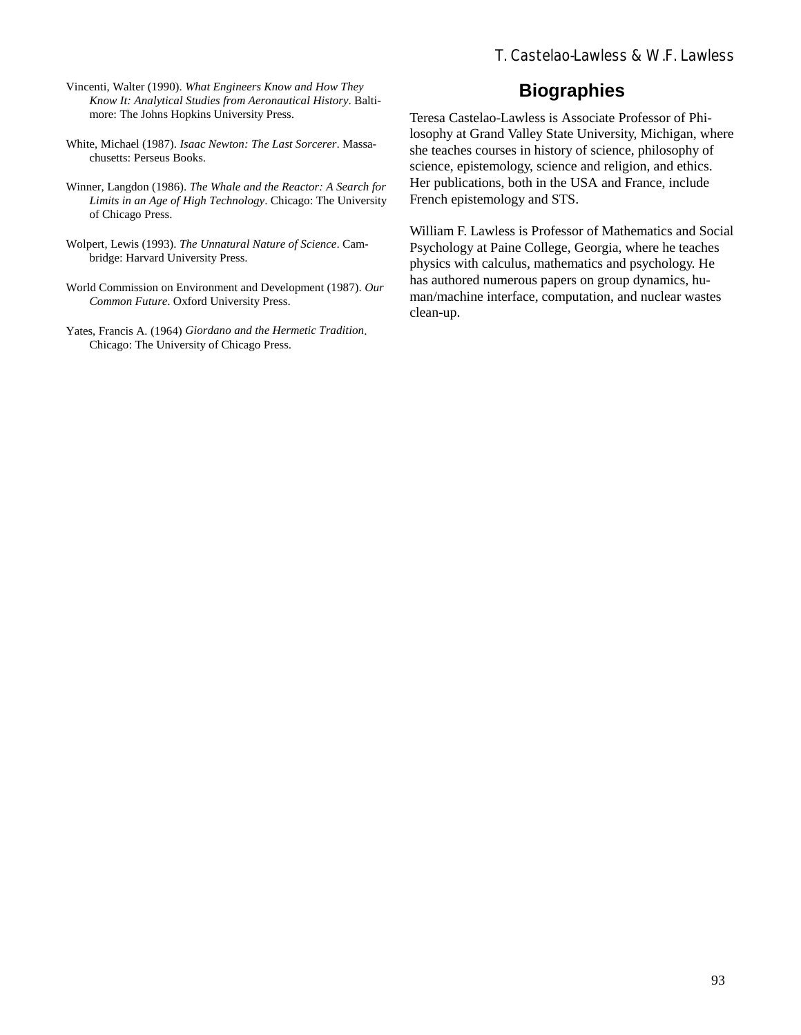Vincenti, Walter (1990). *What Engineers Know and How They Know It: Analytical Studies from Aeronautical History*. Baltimore: The Johns Hopkins University Press.

White, Michael (1987). *Isaac Newton: The Last Sorcerer*. Massachusetts: Perseus Books.

Winner, Langdon (1986). *The Whale and the Reactor: A Search for Limits in an Age of High Technology*. Chicago: The University of Chicago Press.

Wolpert, Lewis (1993). *The Unnatural Nature of Science*. Cambridge: Harvard University Press.

World Commission on Environment and Development (1987). *Our Common Future*. Oxford University Press.

Yates, Francis A. (1964) *Giordano and the Hermetic Tradition*. Chicago: The University of Chicago Press.

## Biographies

Teresa Castelao-Lawless is Associate Professor of Philosophy at Grand Valley State University, Michigan, where she teaches courses in history of science, philosophy of science, epistemology, science and religion, and ethics. Her publications, both in the USA and France, include French epistemology and STS.

William F. Lawless is Professor of Mathematics and Social Psychology at Paine College, Georgia, where he teaches physics with calculus, mathematics and psychology. He has authored numerous papers on group dynamics, human/machine interface, computation, and nuclear wastes clean-up.